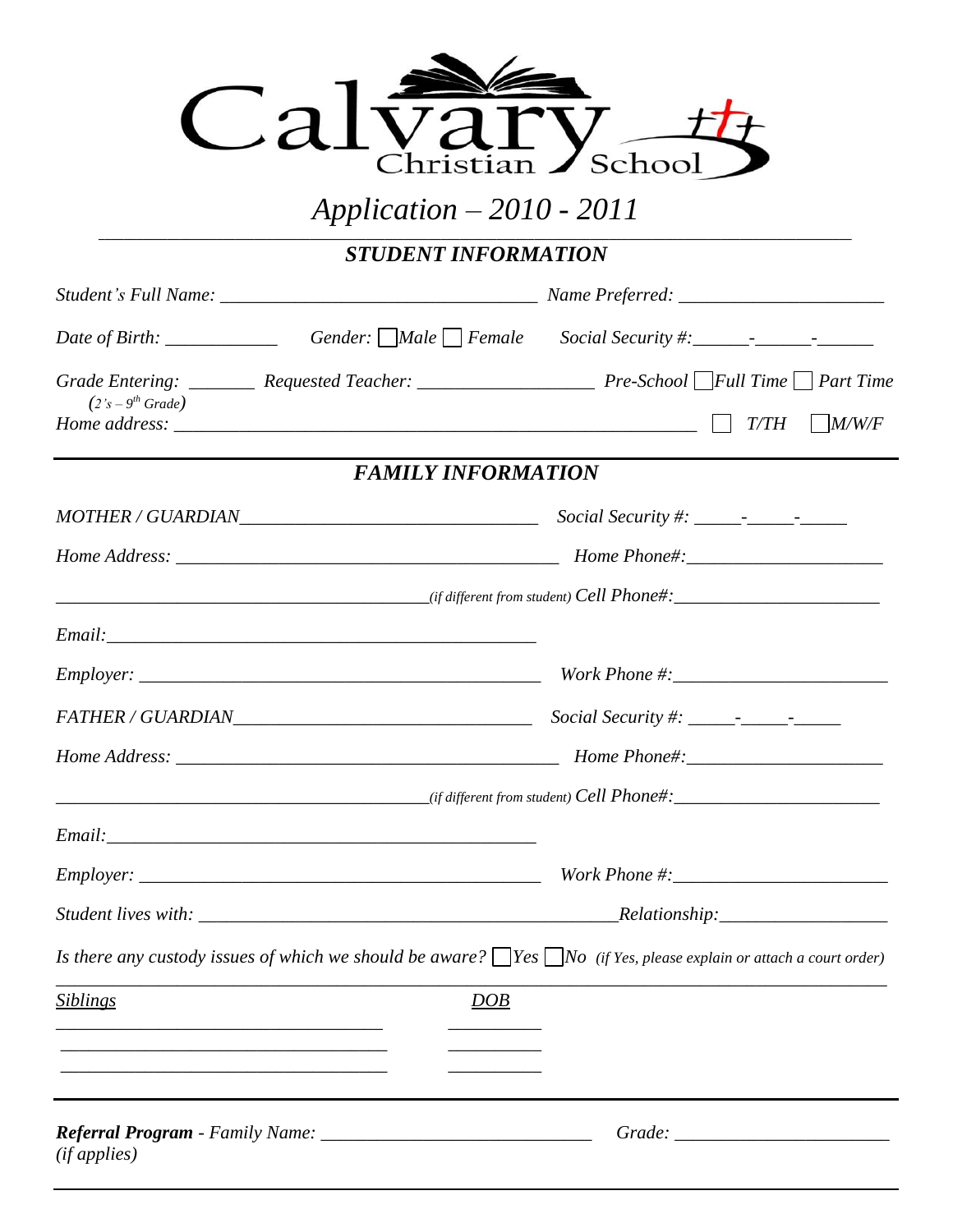# Calvary Christian School

## *Application – 2010 - 2011*

### *STUDENT INFORMATION*

*Student's Full Name:* ________________________________ *Name Preferred:* ______________________

*Date of Birth:* ____________ *Gender:* ☐ *Male* ☐ *Female* *Social Security #:*______-______-______

*Grade Entering:* _______ *Requested Teacher:* __________________ *Pre-School* ☐ *Full Time* ☐ *Part Time*
*(2's – 9th Grade)*

*Home address:* ______________________________________________________ ☐ *T/TH* ☐ *M/W/F*

### *FAMILY INFORMATION*

*MOTHER / GUARDIAN*_______________________________ *Social Security #:* _____-_____-_____

*Home Address:* ________________________________________ *Home Phone#:*____________________

________________________________________*(if different from student)* *Cell Phone#:*_____________________

*Email:*_______________________________________________

*Employer:* ___________________________________________ *Work Phone #:*______________________

*FATHER / GUARDIAN*_______________________________ *Social Security #:* _____-_____-_____

*Home Address:* ________________________________________ *Home Phone#:*____________________

________________________________________*(if different from student)* *Cell Phone#:*_____________________

*Email:*_______________________________________________

*Employer:* ___________________________________________ *Work Phone #:*______________________

*Student lives with:* ___________________________________________*Relationship:*_________________

*Is there any custody issues of which we should be aware?* ☐ *Yes* ☐ *No* *(if Yes, please explain or attach a court order)*

______________________________________________________________________________________

| *Siblings* | *DOB* |
| --- | --- |
| ________________________________ | _________ |
| ________________________________ | _________ |
| ________________________________ | _________ |

***Referral Program*** *- Family Name:* ____________________________ *Grade:* ______________________
*(if applies)*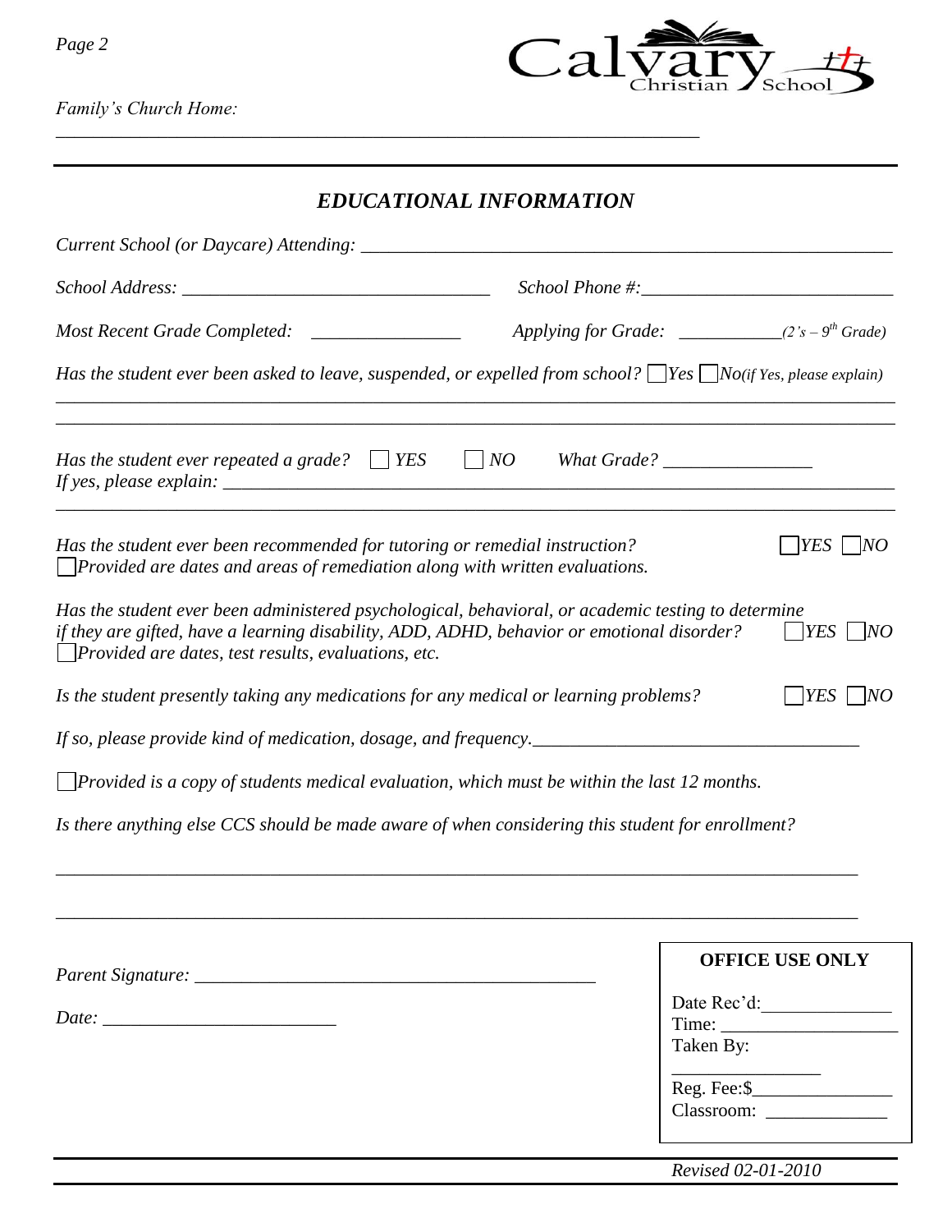*Family's Church Home:* ______________________________________________________________

## *EDUCATIONAL INFORMATION*

*Current School (or Daycare) Attending:* ____________________________________________________

*School Address:* ________________________________ *School Phone #:*__________________________

*Most Recent Grade Completed:* _______________ *Applying for Grade:* __________*(2's – 9th Grade)*

*Has the student ever been asked to leave, suspended, or expelled from school?* ☐ *Yes* ☐ *No (if Yes, please explain)*

_____________________________________________________________________________________

_____________________________________________________________________________________

*Has the student ever repeated a grade?* ☐ *YES* ☐ *NO* *What Grade?* _______________

*If yes, please explain:* _______________________________________________________________________

_____________________________________________________________________________________

*Has the student ever been recommended for tutoring or remedial instruction?* ☐ *YES* ☐ *NO*

☐ *Provided are dates and areas of remediation along with written evaluations.*

*Has the student ever been administered psychological, behavioral, or academic testing to determine if they are gifted, have a learning disability, ADD, ADHD, behavior or emotional disorder?* ☐ *YES* ☐ *NO*

☐ *Provided are dates, test results, evaluations, etc.*

*Is the student presently taking any medications for any medical or learning problems?* ☐ *YES* ☐ *NO*

*If so, please provide kind of medication, dosage, and frequency.*___________________________________

☐ *Provided is a copy of students medical evaluation, which must be within the last 12 months.*

*Is there anything else CCS should be made aware of when considering this student for enrollment?*

_____________________________________________________________________________________

_____________________________________________________________________________________

*Parent Signature:* ____________________________________________

*Date:* ________________________

**OFFICE USE ONLY**

Date Rec'd:_____________

Time: __________________

Taken By: _______________

Reg. Fee:$______________

Classroom: _____________

*Revised 02-01-2010*